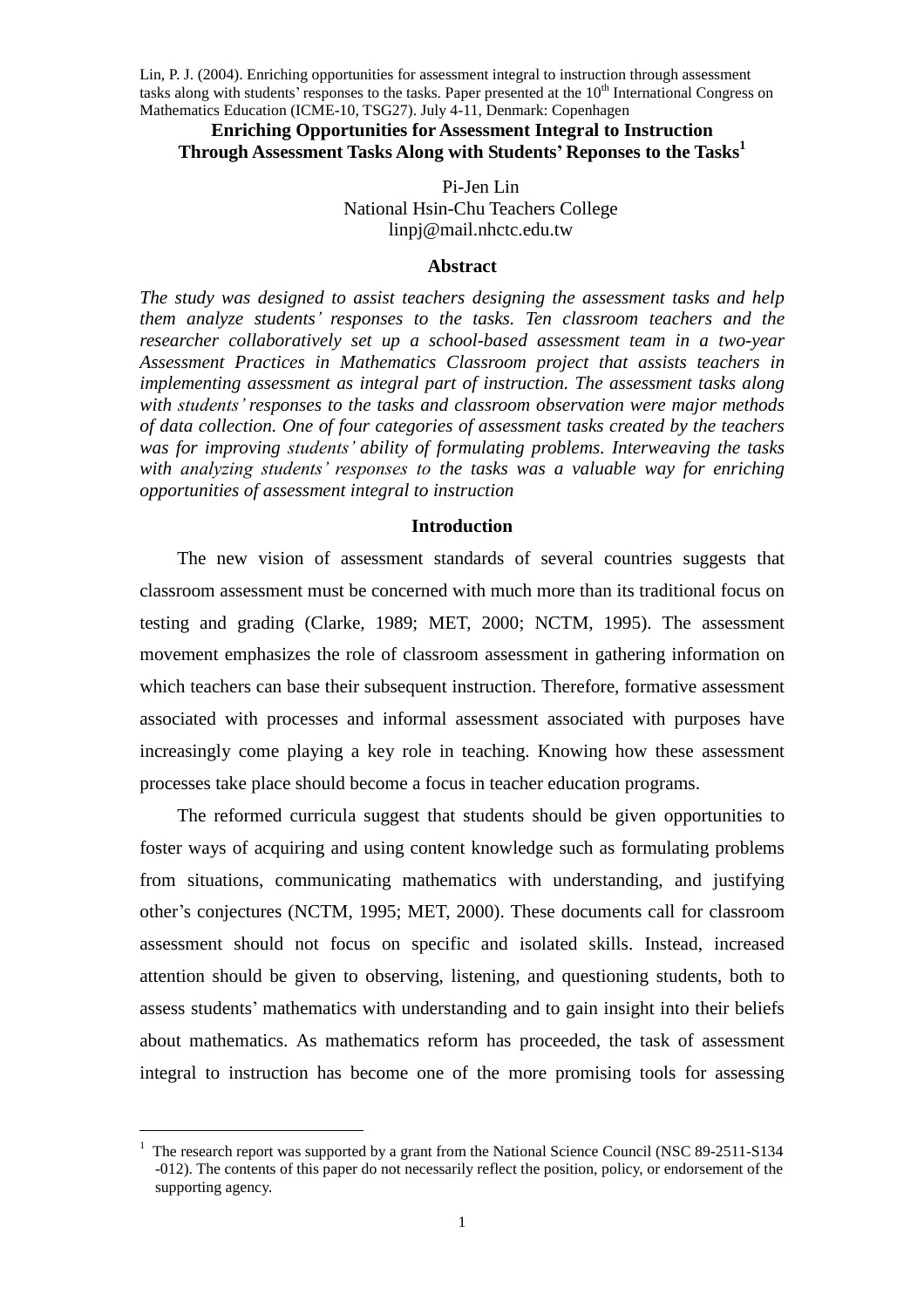Lin, P. J. (2004). Enriching opportunities for assessment integral to instruction through assessment tasks along with students' responses to the tasks. Paper presented at the 10th International Congress on Mathematics Education (ICME-10, TSG27). July 4-11, Denmark: Copenhagen

# Enriching Opportunities for Assessment Integral to Instruction Through Assessment Tasks Along with Students' Reponses to the Tasks[1]

Pi-Jen Lin
National Hsin-Chu Teachers College
linpj@mail.nhctc.edu.tw

## Abstract

*The study was designed to assist teachers designing the assessment tasks and help them analyze students' responses to the tasks. Ten classroom teachers and the researcher collaboratively set up a school-based assessment team in a two-year Assessment Practices in Mathematics Classroom project that assists teachers in implementing assessment as integral part of instruction. The assessment tasks along with students' responses to the tasks and classroom observation were major methods of data collection. One of four categories of assessment tasks created by the teachers was for improving students' ability of formulating problems. Interweaving the tasks with analyzing students' responses to the tasks was a valuable way for enriching opportunities of assessment integral to instruction*

## Introduction

The new vision of assessment standards of several countries suggests that classroom assessment must be concerned with much more than its traditional focus on testing and grading (Clarke, 1989; MET, 2000; NCTM, 1995). The assessment movement emphasizes the role of classroom assessment in gathering information on which teachers can base their subsequent instruction. Therefore, formative assessment associated with processes and informal assessment associated with purposes have increasingly come playing a key role in teaching. Knowing how these assessment processes take place should become a focus in teacher education programs.

The reformed curricula suggest that students should be given opportunities to foster ways of acquiring and using content knowledge such as formulating problems from situations, communicating mathematics with understanding, and justifying other's conjectures (NCTM, 1995; MET, 2000). These documents call for classroom assessment should not focus on specific and isolated skills. Instead, increased attention should be given to observing, listening, and questioning students, both to assess students' mathematics with understanding and to gain insight into their beliefs about mathematics. As mathematics reform has proceeded, the task of assessment integral to instruction has become one of the more promising tools for assessing

[1] The research report was supported by a grant from the National Science Council (NSC 89-2511-S134 -012). The contents of this paper do not necessarily reflect the position, policy, or endorsement of the supporting agency.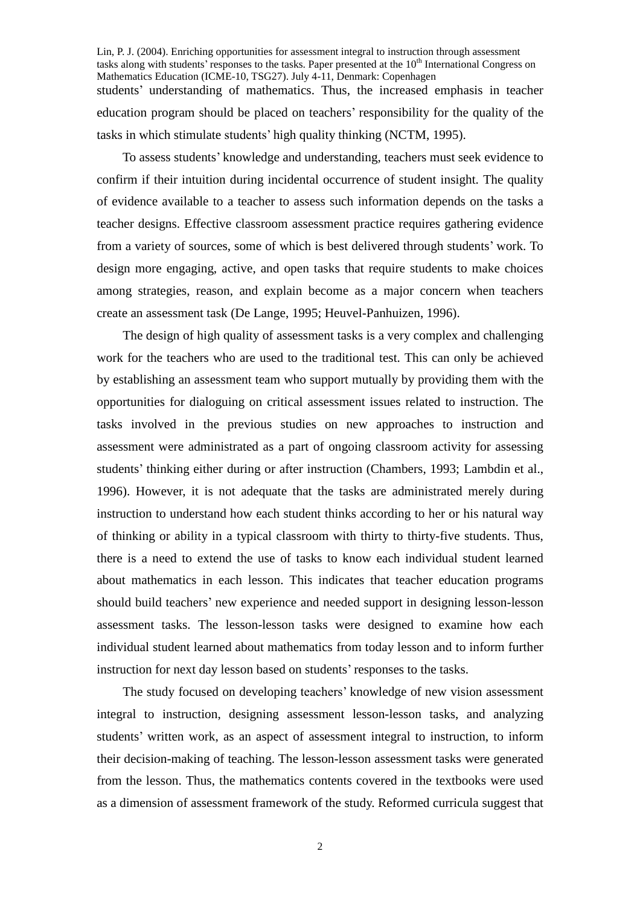students' understanding of mathematics. Thus, the increased emphasis in teacher education program should be placed on teachers' responsibility for the quality of the tasks in which stimulate students' high quality thinking (NCTM, 1995).

To assess students' knowledge and understanding, teachers must seek evidence to confirm if their intuition during incidental occurrence of student insight. The quality of evidence available to a teacher to assess such information depends on the tasks a teacher designs. Effective classroom assessment practice requires gathering evidence from a variety of sources, some of which is best delivered through students' work. To design more engaging, active, and open tasks that require students to make choices among strategies, reason, and explain become as a major concern when teachers create an assessment task (De Lange, 1995; Heuvel-Panhuizen, 1996).

The design of high quality of assessment tasks is a very complex and challenging work for the teachers who are used to the traditional test. This can only be achieved by establishing an assessment team who support mutually by providing them with the opportunities for dialoguing on critical assessment issues related to instruction. The tasks involved in the previous studies on new approaches to instruction and assessment were administrated as a part of ongoing classroom activity for assessing students' thinking either during or after instruction (Chambers, 1993; Lambdin et al., 1996). However, it is not adequate that the tasks are administrated merely during instruction to understand how each student thinks according to her or his natural way of thinking or ability in a typical classroom with thirty to thirty-five students. Thus, there is a need to extend the use of tasks to know each individual student learned about mathematics in each lesson. This indicates that teacher education programs should build teachers' new experience and needed support in designing lesson-lesson assessment tasks. The lesson-lesson tasks were designed to examine how each individual student learned about mathematics from today lesson and to inform further instruction for next day lesson based on students' responses to the tasks.

The study focused on developing teachers' knowledge of new vision assessment integral to instruction, designing assessment lesson-lesson tasks, and analyzing students' written work, as an aspect of assessment integral to instruction, to inform their decision-making of teaching. The lesson-lesson assessment tasks were generated from the lesson. Thus, the mathematics contents covered in the textbooks were used as a dimension of assessment framework of the study. Reformed curricula suggest that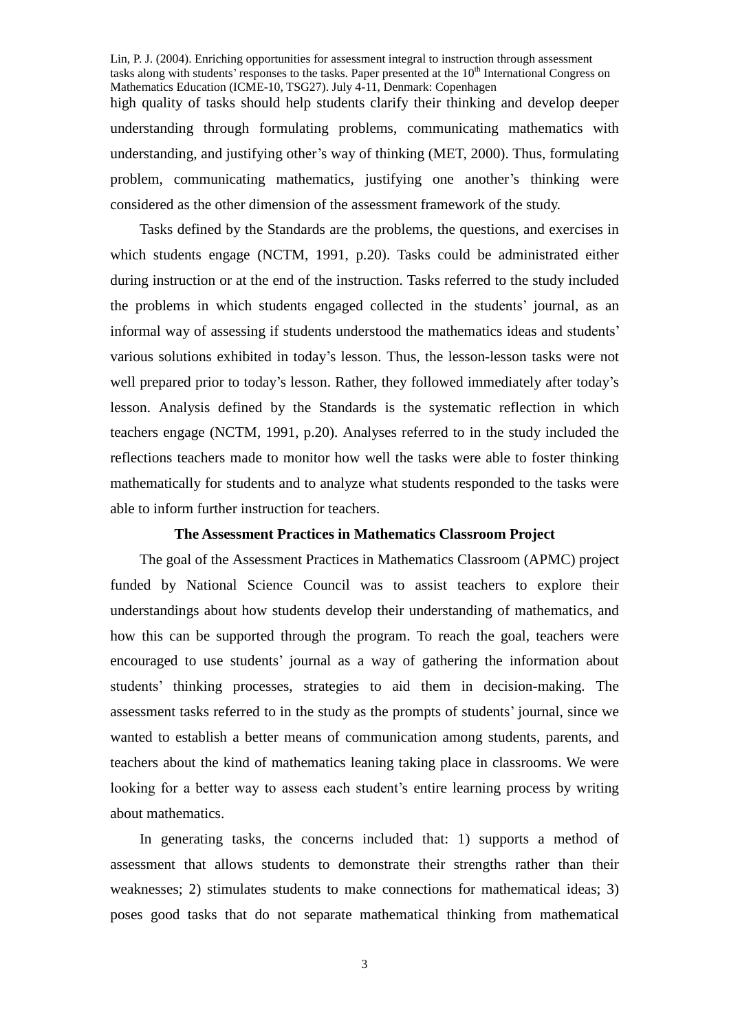high quality of tasks should help students clarify their thinking and develop deeper understanding through formulating problems, communicating mathematics with understanding, and justifying other's way of thinking (MET, 2000). Thus, formulating problem, communicating mathematics, justifying one another's thinking were considered as the other dimension of the assessment framework of the study.

Tasks defined by the Standards are the problems, the questions, and exercises in which students engage (NCTM, 1991, p.20). Tasks could be administrated either during instruction or at the end of the instruction. Tasks referred to the study included the problems in which students engaged collected in the students' journal, as an informal way of assessing if students understood the mathematics ideas and students' various solutions exhibited in today's lesson. Thus, the lesson-lesson tasks were not well prepared prior to today's lesson. Rather, they followed immediately after today's lesson. Analysis defined by the Standards is the systematic reflection in which teachers engage (NCTM, 1991, p.20). Analyses referred to in the study included the reflections teachers made to monitor how well the tasks were able to foster thinking mathematically for students and to analyze what students responded to the tasks were able to inform further instruction for teachers.

## The Assessment Practices in Mathematics Classroom Project

The goal of the Assessment Practices in Mathematics Classroom (APMC) project funded by National Science Council was to assist teachers to explore their understandings about how students develop their understanding of mathematics, and how this can be supported through the program. To reach the goal, teachers were encouraged to use students' journal as a way of gathering the information about students' thinking processes, strategies to aid them in decision-making. The assessment tasks referred to in the study as the prompts of students' journal, since we wanted to establish a better means of communication among students, parents, and teachers about the kind of mathematics leaning taking place in classrooms. We were looking for a better way to assess each student's entire learning process by writing about mathematics.

In generating tasks, the concerns included that: 1) supports a method of assessment that allows students to demonstrate their strengths rather than their weaknesses; 2) stimulates students to make connections for mathematical ideas; 3) poses good tasks that do not separate mathematical thinking from mathematical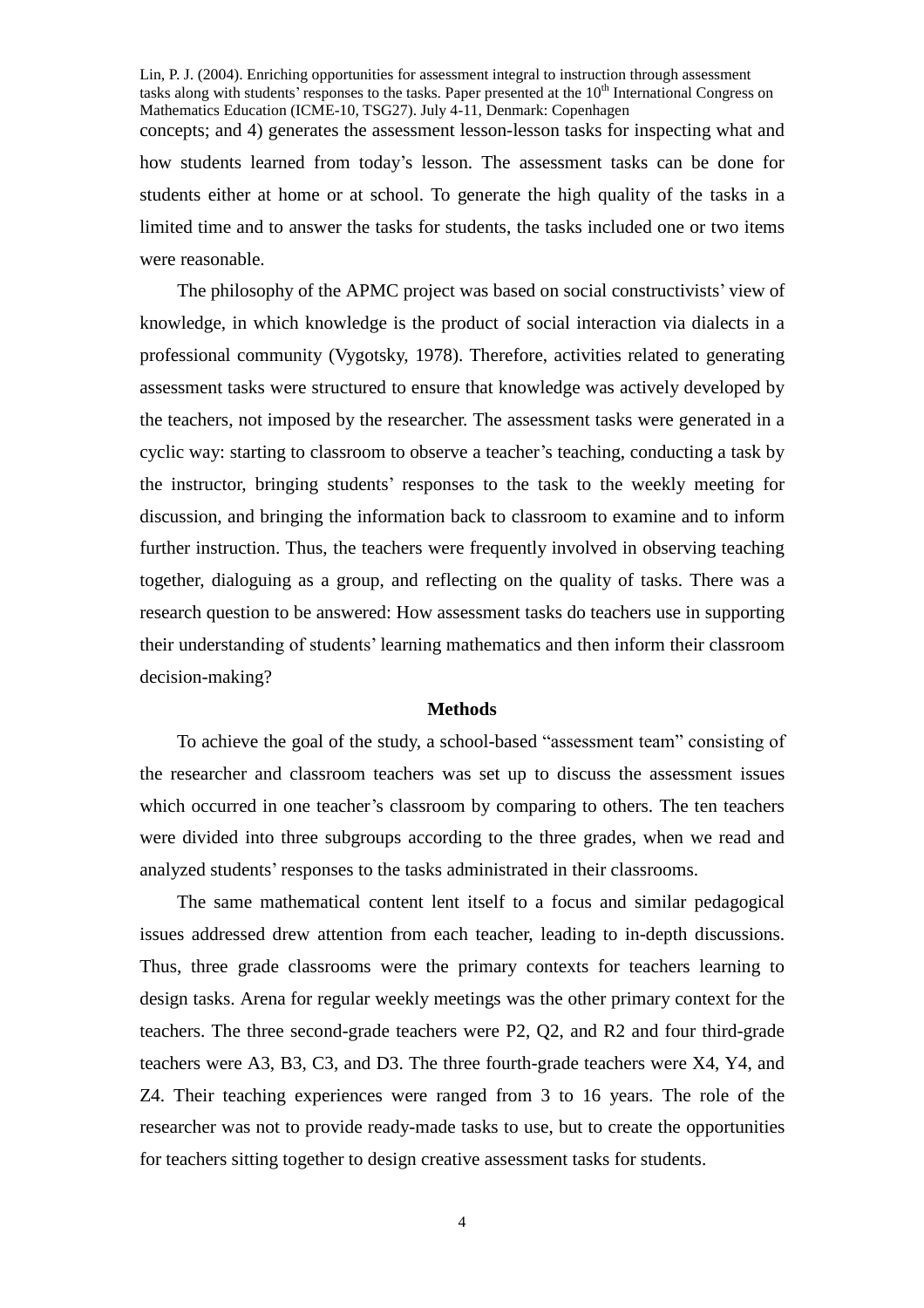concepts; and 4) generates the assessment lesson-lesson tasks for inspecting what and how students learned from today's lesson. The assessment tasks can be done for students either at home or at school. To generate the high quality of the tasks in a limited time and to answer the tasks for students, the tasks included one or two items were reasonable.

The philosophy of the APMC project was based on social constructivists' view of knowledge, in which knowledge is the product of social interaction via dialects in a professional community (Vygotsky, 1978). Therefore, activities related to generating assessment tasks were structured to ensure that knowledge was actively developed by the teachers, not imposed by the researcher. The assessment tasks were generated in a cyclic way: starting to classroom to observe a teacher's teaching, conducting a task by the instructor, bringing students' responses to the task to the weekly meeting for discussion, and bringing the information back to classroom to examine and to inform further instruction. Thus, the teachers were frequently involved in observing teaching together, dialoguing as a group, and reflecting on the quality of tasks. There was a research question to be answered: How assessment tasks do teachers use in supporting their understanding of students' learning mathematics and then inform their classroom decision-making?

## Methods

To achieve the goal of the study, a school-based "assessment team" consisting of the researcher and classroom teachers was set up to discuss the assessment issues which occurred in one teacher's classroom by comparing to others. The ten teachers were divided into three subgroups according to the three grades, when we read and analyzed students' responses to the tasks administrated in their classrooms.

The same mathematical content lent itself to a focus and similar pedagogical issues addressed drew attention from each teacher, leading to in-depth discussions. Thus, three grade classrooms were the primary contexts for teachers learning to design tasks. Arena for regular weekly meetings was the other primary context for the teachers. The three second-grade teachers were P2, Q2, and R2 and four third-grade teachers were A3, B3, C3, and D3. The three fourth-grade teachers were X4, Y4, and Z4. Their teaching experiences were ranged from 3 to 16 years. The role of the researcher was not to provide ready-made tasks to use, but to create the opportunities for teachers sitting together to design creative assessment tasks for students.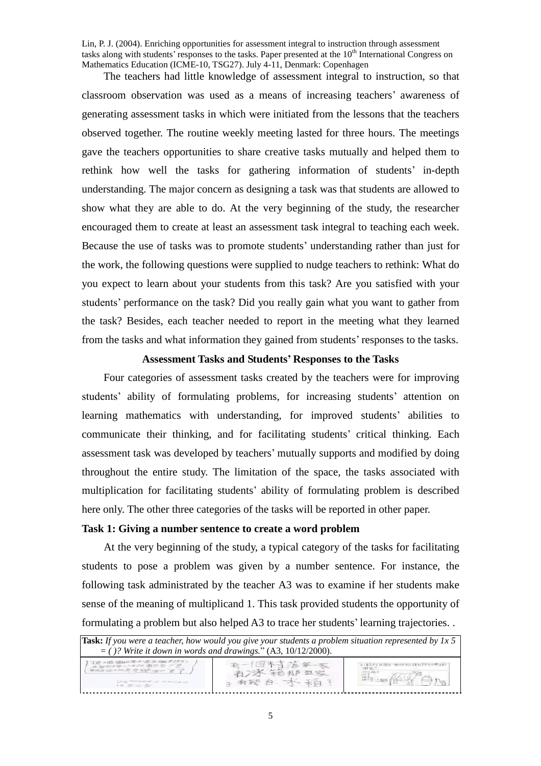The teachers had little knowledge of assessment integral to instruction, so that classroom observation was used as a means of increasing teachers' awareness of generating assessment tasks in which were initiated from the lessons that the teachers observed together. The routine weekly meeting lasted for three hours. The meetings gave the teachers opportunities to share creative tasks mutually and helped them to rethink how well the tasks for gathering information of students' in-depth understanding. The major concern as designing a task was that students are allowed to show what they are able to do. At the very beginning of the study, the researcher encouraged them to create at least an assessment task integral to teaching each week. Because the use of tasks was to promote students' understanding rather than just for the work, the following questions were supplied to nudge teachers to rethink: What do you expect to learn about your students from this task? Are you satisfied with your students' performance on the task? Did you really gain what you want to gather from the task? Besides, each teacher needed to report in the meeting what they learned from the tasks and what information they gained from students' responses to the tasks.

**Assessment Tasks and Students' Responses to the Tasks**

Four categories of assessment tasks created by the teachers were for improving students' ability of formulating problems, for increasing students' attention on learning mathematics with understanding, for improved students' abilities to communicate their thinking, and for facilitating students' critical thinking. Each assessment task was developed by teachers' mutually supports and modified by doing throughout the entire study. The limitation of the space, the tasks associated with multiplication for facilitating students' ability of formulating problem is described here only. The other three categories of the tasks will be reported in other paper.

**Task 1: Giving a number sentence to create a word problem**

At the very beginning of the study, a typical category of the tasks for facilitating students to pose a problem was given by a number sentence. For instance, the following task administrated by the teacher A3 was to examine if her students make sense of the meaning of multiplicand 1. This task provided students the opportunity of formulating a problem but also helped A3 to trace her students' learning trajectories. .

**Task:** *If you were a teacher, how would you give your students a problem situation represented by 1x 5 = ( )? Write it down in words and drawings.*" (A3, 10/12/2000).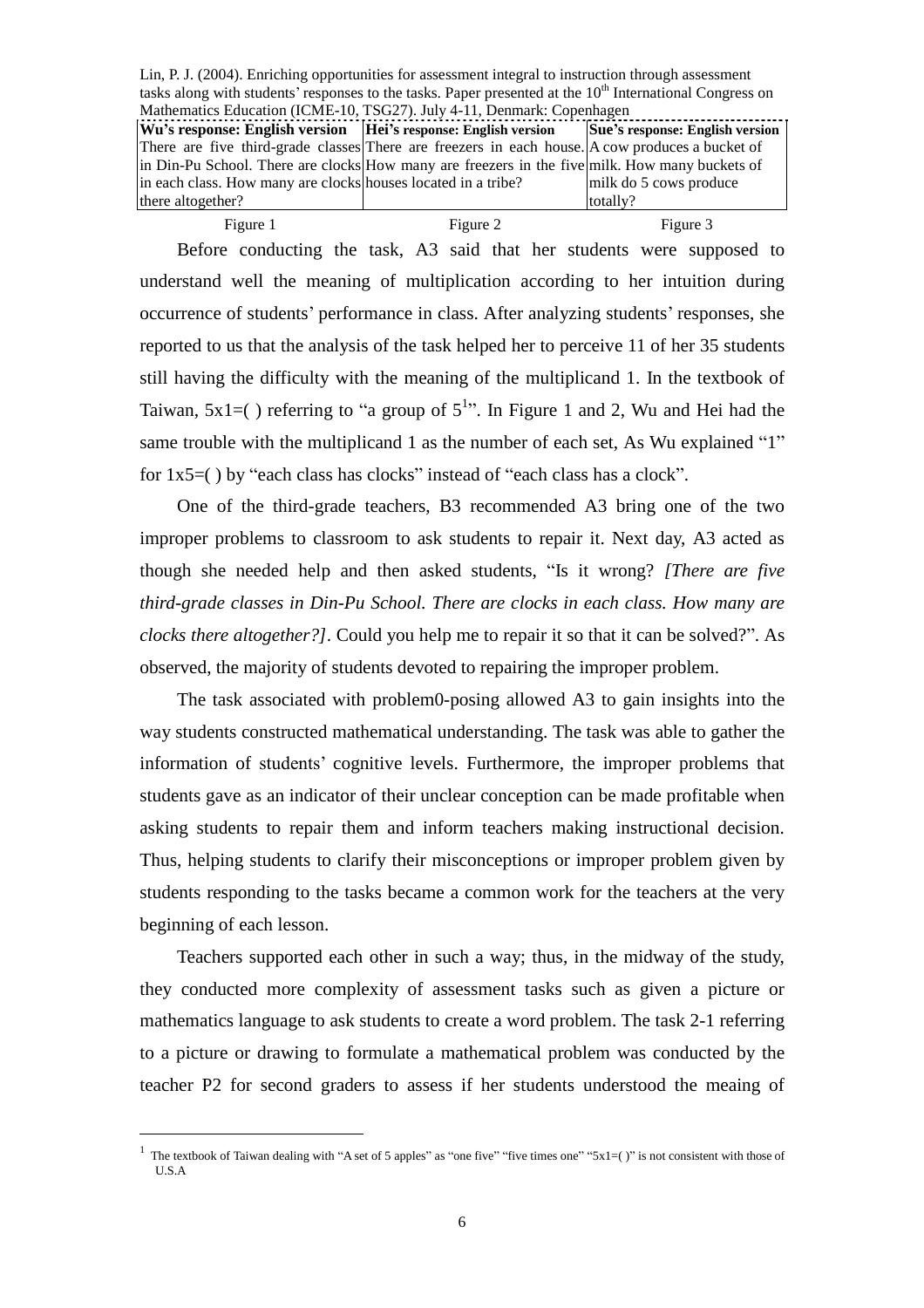| Wu's response: English version | Hei's response: English version | Sue's response: English version |
|---|---|---|
| There are five third-grade classes in Din-Pu School. There are clocks in each class. How many are clocks there altogether? | There are freezers in each house. How many are freezers in the five houses located in a tribe? | A cow produces a bucket of milk. How many buckets of milk do 5 cows produce totally? |
| Figure 1 | Figure 2 | Figure 3 |

Before conducting the task, A3 said that her students were supposed to understand well the meaning of multiplication according to her intuition during occurrence of students' performance in class. After analyzing students' responses, she reported to us that the analysis of the task helped her to perceive 11 of her 35 students still having the difficulty with the meaning of the multiplicand 1. In the textbook of Taiwan, 5x1=( ) referring to "a group of 5[1]". In Figure 1 and 2, Wu and Hei had the same trouble with the multiplicand 1 as the number of each set, As Wu explained "1" for 1x5=( ) by "each class has clocks" instead of "each class has a clock".

One of the third-grade teachers, B3 recommended A3 bring one of the two improper problems to classroom to ask students to repair it. Next day, A3 acted as though she needed help and then asked students, "Is it wrong? *[There are five third-grade classes in Din-Pu School. There are clocks in each class. How many are clocks there altogether?]*. Could you help me to repair it so that it can be solved?". As observed, the majority of students devoted to repairing the improper problem.

The task associated with problem0-posing allowed A3 to gain insights into the way students constructed mathematical understanding. The task was able to gather the information of students' cognitive levels. Furthermore, the improper problems that students gave as an indicator of their unclear conception can be made profitable when asking students to repair them and inform teachers making instructional decision. Thus, helping students to clarify their misconceptions or improper problem given by students responding to the tasks became a common work for the teachers at the very beginning of each lesson.

Teachers supported each other in such a way; thus, in the midway of the study, they conducted more complexity of assessment tasks such as given a picture or mathematics language to ask students to create a word problem. The task 2-1 referring to a picture or drawing to formulate a mathematical problem was conducted by the teacher P2 for second graders to assess if her students understood the meaing of

[1] The textbook of Taiwan dealing with "A set of 5 apples" as "one five" "five times one" "5x1=( )" is not consistent with those of U.S.A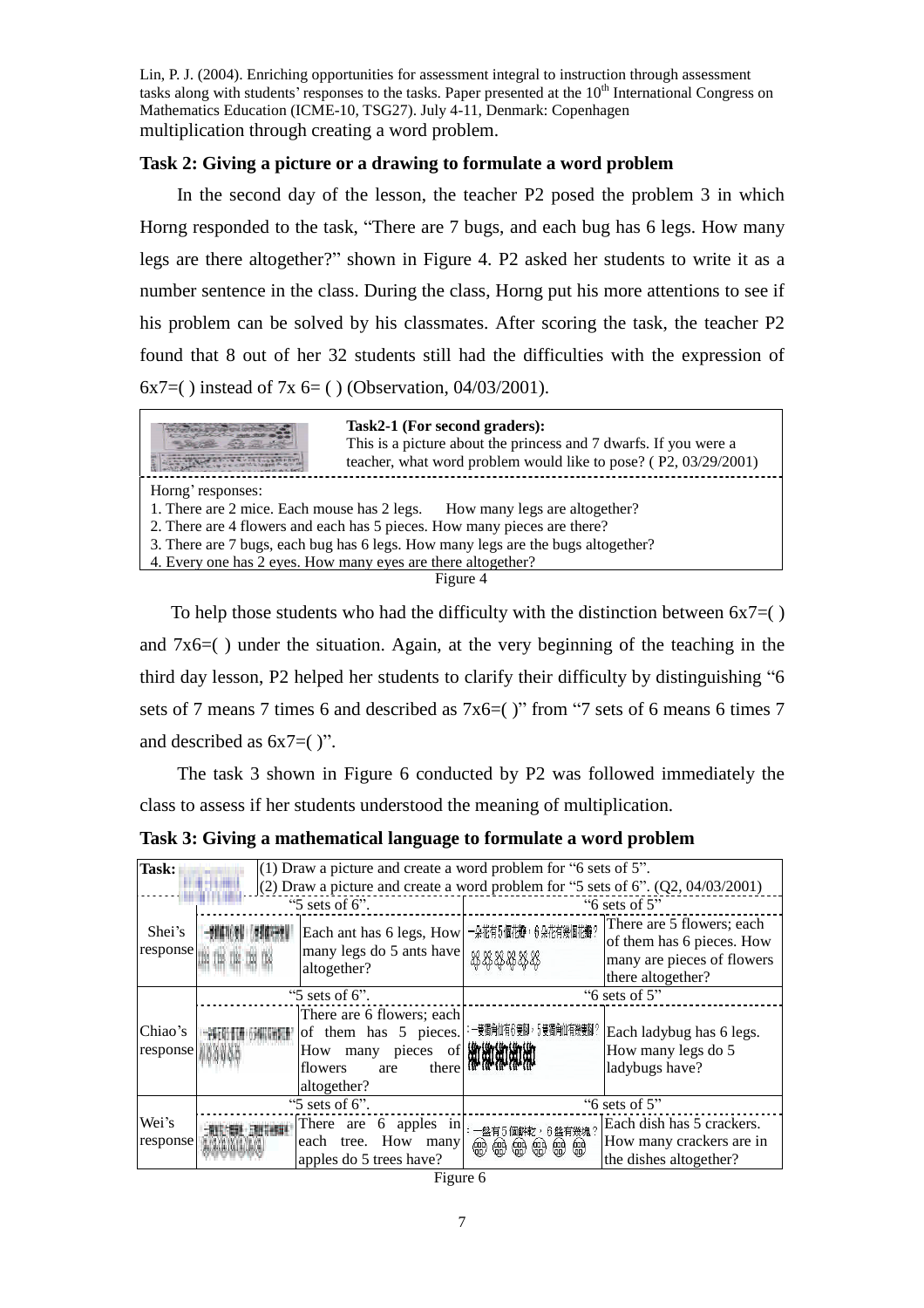multiplication through creating a word problem.

**Task 2: Giving a picture or a drawing to formulate a word problem**

In the second day of the lesson, the teacher P2 posed the problem 3 in which Horng responded to the task, "There are 7 bugs, and each bug has 6 legs. How many legs are there altogether?" shown in Figure 4. P2 asked her students to write it as a number sentence in the class. During the class, Horng put his more attentions to see if his problem can be solved by his classmates. After scoring the task, the teacher P2 found that 8 out of her 32 students still had the difficulties with the expression of 6x7=( ) instead of 7x 6= ( ) (Observation, 04/03/2001).

**Task2-1 (For second graders):**
This is a picture about the princess and 7 dwarfs. If you were a teacher, what word problem would like to pose? ( P2, 03/29/2001)

Horng' responses:
1. There are 2 mice. Each mouse has 2 legs. How many legs are altogether?
2. There are 4 flowers and each has 5 pieces. How many pieces are there?
3. There are 7 bugs, each bug has 6 legs. How many legs are the bugs altogether?
4. Every one has 2 eyes. How many eyes are there altogether?

Figure 4

To help those students who had the difficulty with the distinction between 6x7=( ) and 7x6=( ) under the situation. Again, at the very beginning of the teaching in the third day lesson, P2 helped her students to clarify their difficulty by distinguishing "6 sets of 7 means 7 times 6 and described as 7x6=( )" from "7 sets of 6 means 6 times 7 and described as 6x7=( )".

The task 3 shown in Figure 6 conducted by P2 was followed immediately the class to assess if her students understood the meaning of multiplication.

**Task 3: Giving a mathematical language to formulate a word problem**

| **Task:** | (1) Draw a picture and create a word problem for "6 sets of 5". (2) Draw a picture and create a word problem for "5 sets of 6". (Q2, 04/03/2001) | | | |
|---|---|---|---|---|
| | "5 sets of 6". | | "6 sets of 5" | |
| Shei's response | | Each ant has 6 legs, How many legs do 5 ants have altogether? | 一朵花有5個花瓣，6朵花有幾個花瓣? | There are 5 flowers; each of them has 6 pieces. How many are pieces of flowers there altogether? |
| | "5 sets of 6". | | "6 sets of 5" | |
| Chiao's response | | There are 6 flowers; each of them has 5 pieces. How many pieces of flowers are there altogether? | 一隻瓢蟲有6隻腳，5隻瓢蟲有幾隻腳? | Each ladybug has 6 legs. How many legs do 5 ladybugs have? |
| | "5 sets of 6". | | "6 sets of 5" | |
| Wei's response | | There are 6 apples in each tree. How many apples do 5 trees have? | 一盤有5個餅乾，6盤有幾塊? | Each dish has 5 crackers. How many crackers are in the dishes altogether? |

Figure 6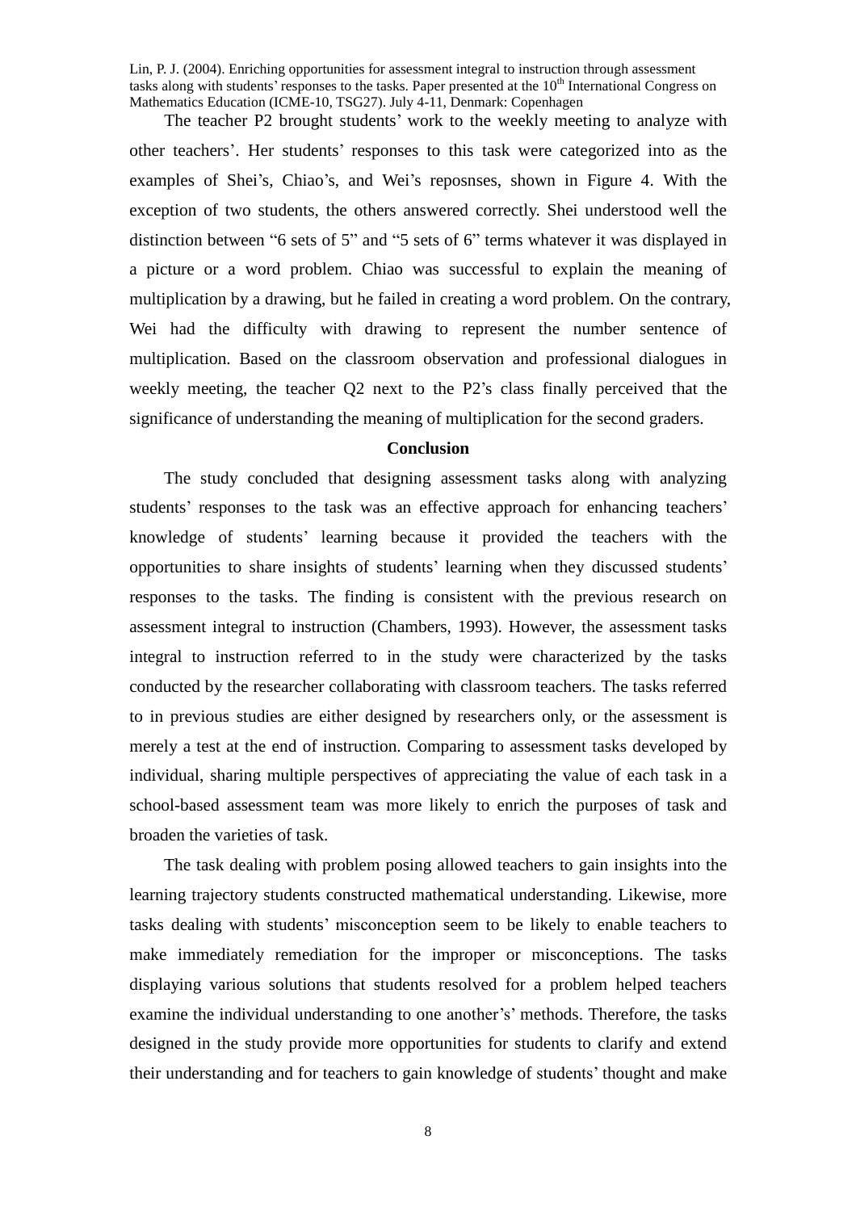The teacher P2 brought students' work to the weekly meeting to analyze with other teachers'. Her students' responses to this task were categorized into as the examples of Shei's, Chiao's, and Wei's reposnses, shown in Figure 4. With the exception of two students, the others answered correctly. Shei understood well the distinction between "6 sets of 5" and "5 sets of 6" terms whatever it was displayed in a picture or a word problem. Chiao was successful to explain the meaning of multiplication by a drawing, but he failed in creating a word problem. On the contrary, Wei had the difficulty with drawing to represent the number sentence of multiplication. Based on the classroom observation and professional dialogues in weekly meeting, the teacher Q2 next to the P2's class finally perceived that the significance of understanding the meaning of multiplication for the second graders.

## Conclusion

The study concluded that designing assessment tasks along with analyzing students' responses to the task was an effective approach for enhancing teachers' knowledge of students' learning because it provided the teachers with the opportunities to share insights of students' learning when they discussed students' responses to the tasks. The finding is consistent with the previous research on assessment integral to instruction (Chambers, 1993). However, the assessment tasks integral to instruction referred to in the study were characterized by the tasks conducted by the researcher collaborating with classroom teachers. The tasks referred to in previous studies are either designed by researchers only, or the assessment is merely a test at the end of instruction. Comparing to assessment tasks developed by individual, sharing multiple perspectives of appreciating the value of each task in a school-based assessment team was more likely to enrich the purposes of task and broaden the varieties of task.

The task dealing with problem posing allowed teachers to gain insights into the learning trajectory students constructed mathematical understanding. Likewise, more tasks dealing with students' misconception seem to be likely to enable teachers to make immediately remediation for the improper or misconceptions. The tasks displaying various solutions that students resolved for a problem helped teachers examine the individual understanding to one another's' methods. Therefore, the tasks designed in the study provide more opportunities for students to clarify and extend their understanding and for teachers to gain knowledge of students' thought and make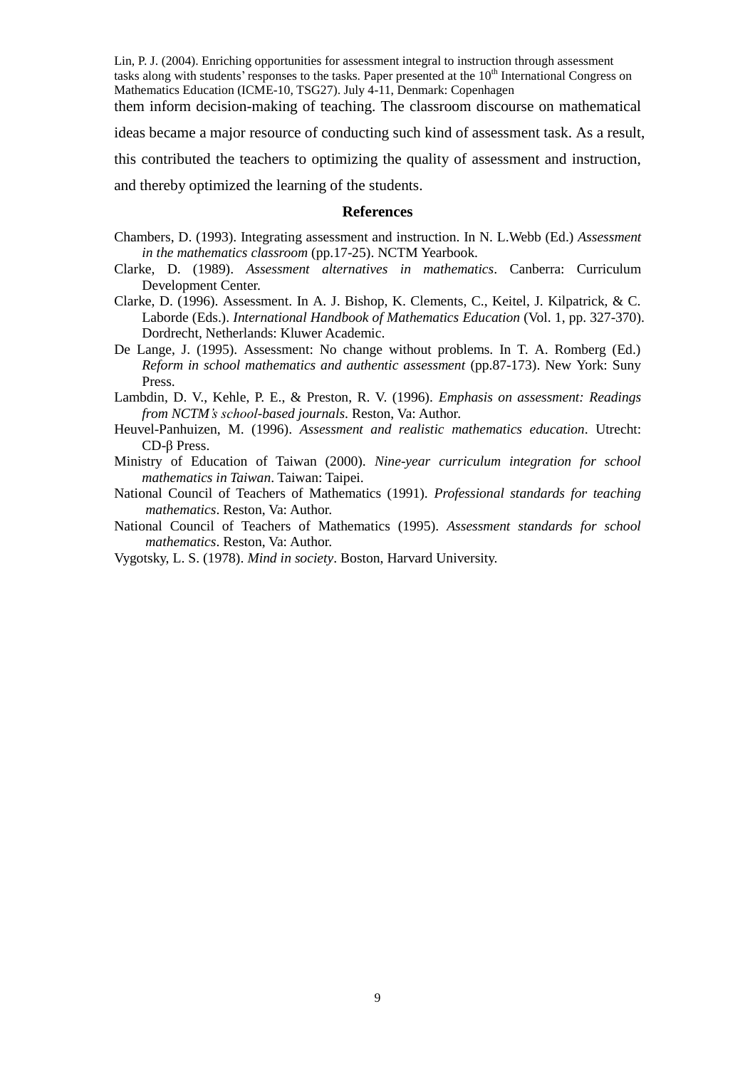them inform decision-making of teaching. The classroom discourse on mathematical ideas became a major resource of conducting such kind of assessment task. As a result, this contributed the teachers to optimizing the quality of assessment and instruction, and thereby optimized the learning of the students.

## References

Chambers, D. (1993). Integrating assessment and instruction. In N. L.Webb (Ed.) *Assessment in the mathematics classroom* (pp.17-25). NCTM Yearbook.

Clarke, D. (1989). *Assessment alternatives in mathematics*. Canberra: Curriculum Development Center.

Clarke, D. (1996). Assessment. In A. J. Bishop, K. Clements, C., Keitel, J. Kilpatrick, & C. Laborde (Eds.). *International Handbook of Mathematics Education* (Vol. 1, pp. 327-370). Dordrecht, Netherlands: Kluwer Academic.

De Lange, J. (1995). Assessment: No change without problems. In T. A. Romberg (Ed.) *Reform in school mathematics and authentic assessment* (pp.87-173). New York: Suny Press.

Lambdin, D. V., Kehle, P. E., & Preston, R. V. (1996). *Emphasis on assessment: Readings from NCTM's school-based journals*. Reston, Va: Author.

Heuvel-Panhuizen, M. (1996). *Assessment and realistic mathematics education*. Utrecht: CD-β Press.

Ministry of Education of Taiwan (2000). *Nine-year curriculum integration for school mathematics in Taiwan*. Taiwan: Taipei.

National Council of Teachers of Mathematics (1991). *Professional standards for teaching mathematics*. Reston, Va: Author.

National Council of Teachers of Mathematics (1995). *Assessment standards for school mathematics*. Reston, Va: Author.

Vygotsky, L. S. (1978). *Mind in society*. Boston, Harvard University.